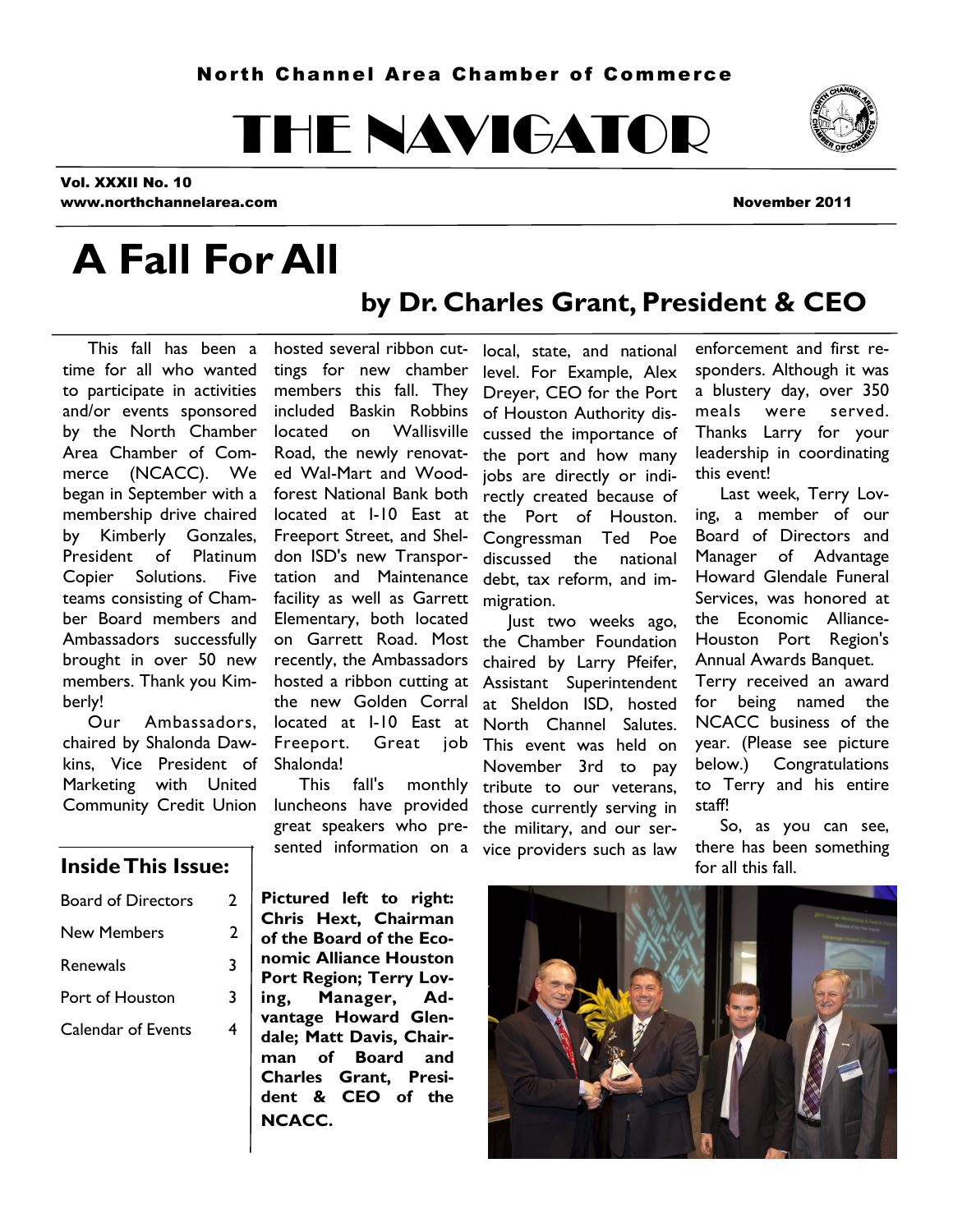North Channel Area Chamber of Commerce

# THE NAVIGATOR

**Vol. XXXII No. 10**
**www.northchannelarea.com**

**November 2011**

# A Fall For All

## by Dr. Charles Grant, President & CEO

This fall has been a time for all who wanted to participate in activities and/or events sponsored by the North Chamber Area Chamber of Commerce (NCACC). We began in September with a membership drive chaired by Kimberly Gonzales, President of Platinum Copier Solutions. Five teams consisting of Chamber Board members and Ambassadors successfully brought in over 50 new members. Thank you Kimberly!

Our Ambassadors, chaired by Shalonda Dawkins, Vice President of Marketing with United Community Credit Union hosted several ribbon cuttings for new chamber members this fall. They included Baskin Robbins located on Wallisville Road, the newly renovated Wal-Mart and Woodforest National Bank both located at I-10 East at Freeport Street, and Sheldon ISD's new Transportation and Maintenance facility as well as Garrett Elementary, both located on Garrett Road. Most recently, the Ambassadors hosted a ribbon cutting at the new Golden Corral located at I-10 East at Freeport. Great job Shalonda!

This fall's monthly luncheons have provided great speakers who presented information on a local, state, and national level. For Example, Alex Dreyer, CEO for the Port of Houston Authority discussed the importance of the port and how many jobs are directly or indirectly created because of the Port of Houston. Congressman Ted Poe discussed the national debt, tax reform, and immigration.

Just two weeks ago, the Chamber Foundation chaired by Larry Pfeifer, Assistant Superintendent at Sheldon ISD, hosted North Channel Salutes. This event was held on November 3rd to pay tribute to our veterans, those currently serving in the military, and our service providers such as law enforcement and first responders. Although it was a blustery day, over 350 meals were served. Thanks Larry for your leadership in coordinating this event!

Last week, Terry Loving, a member of our Board of Directors and Manager of Advantage Howard Glendale Funeral Services, was honored at the Economic Alliance-Houston Port Region's Annual Awards Banquet. Terry received an award for being named the NCACC business of the year. (Please see picture below.) Congratulations to Terry and his entire staff!

So, as you can see, there has been something for all this fall.

### Inside This Issue:

| | |
|---|---|
| Board of Directors | 2 |
| New Members | 2 |
| Renewals | 3 |
| Port of Houston | 3 |
| Calendar of Events | 4 |

**Pictured left to right: Chris Hext, Chairman of the Board of the Economic Alliance Houston Port Region; Terry Loving, Manager, Advantage Howard Glendale; Matt Davis, Chairman of Board and Charles Grant, President & CEO of the NCACC.**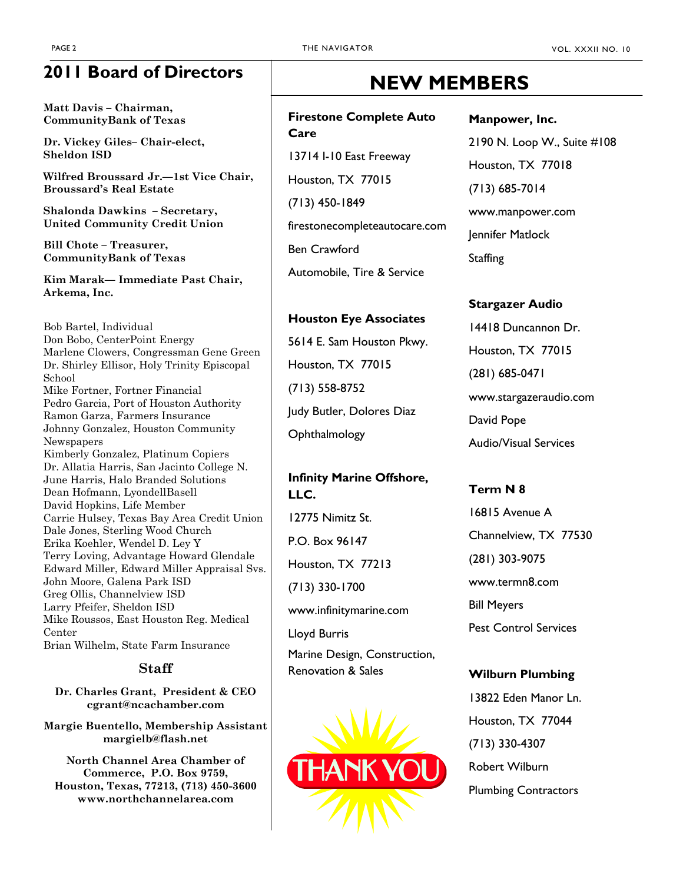## 2011 Board of Directors

**Matt Davis – Chairman, CommunityBank of Texas**

**Dr. Vickey Giles– Chair-elect, Sheldon ISD**

**Wilfred Broussard Jr.—1st Vice Chair, Broussard's Real Estate**

**Shalonda Dawkins – Secretary, United Community Credit Union**

**Bill Chote – Treasurer, CommunityBank of Texas**

**Kim Marak— Immediate Past Chair, Arkema, Inc.**

Bob Bartel, Individual
Don Bobo, CenterPoint Energy
Marlene Clowers, Congressman Gene Green
Dr. Shirley Ellisor, Holy Trinity Episcopal School
Mike Fortner, Fortner Financial
Pedro Garcia, Port of Houston Authority
Ramon Garza, Farmers Insurance
Johnny Gonzalez, Houston Community Newspapers
Kimberly Gonzalez, Platinum Copiers
Dr. Allatia Harris, San Jacinto College N.
June Harris, Halo Branded Solutions
Dean Hofmann, LyondellBasell
David Hopkins, Life Member
Carrie Hulsey, Texas Bay Area Credit Union
Dale Jones, Sterling Wood Church
Erika Koehler, Wendel D. Ley Y
Terry Loving, Advantage Howard Glendale
Edward Miller, Edward Miller Appraisal Svs.
John Moore, Galena Park ISD
Greg Ollis, Channelview ISD
Larry Pfeifer, Sheldon ISD
Mike Roussos, East Houston Reg. Medical Center
Brian Wilhelm, State Farm Insurance

### Staff

**Dr. Charles Grant, President & CEO**
**cgrant@ncachamber.com**

**Margie Buentello, Membership Assistant**
**margielb@flash.net**

**North Channel Area Chamber of Commerce, P.O. Box 9759, Houston, Texas, 77213, (713) 450-3600**
**www.northchannelarea.com**

# NEW MEMBERS

**Firestone Complete Auto Care**
13714 I-10 East Freeway
Houston, TX 77015
(713) 450-1849
firestonecompleteautocare.com
Ben Crawford
Automobile, Tire & Service

**Houston Eye Associates**
5614 E. Sam Houston Pkwy.
Houston, TX 77015
(713) 558-8752
Judy Butler, Dolores Diaz
Ophthalmology

**Infinity Marine Offshore, LLC.**
12775 Nimitz St.
P.O. Box 96147
Houston, TX 77213
(713) 330-1700
www.infinitymarine.com
Lloyd Burris
Marine Design, Construction, Renovation & Sales

THANK YOU

**Manpower, Inc.**
2190 N. Loop W., Suite #108
Houston, TX 77018
(713) 685-7014
www.manpower.com
Jennifer Matlock
Staffing

**Stargazer Audio**
14418 Duncannon Dr.
Houston, TX 77015
(281) 685-0471
www.stargazeraudio.com
David Pope
Audio/Visual Services

**Term N 8**
16815 Avenue A
Channelview, TX 77530
(281) 303-9075
www.termn8.com
Bill Meyers
Pest Control Services

**Wilburn Plumbing**
13822 Eden Manor Ln.
Houston, TX 77044
(713) 330-4307
Robert Wilburn
Plumbing Contractors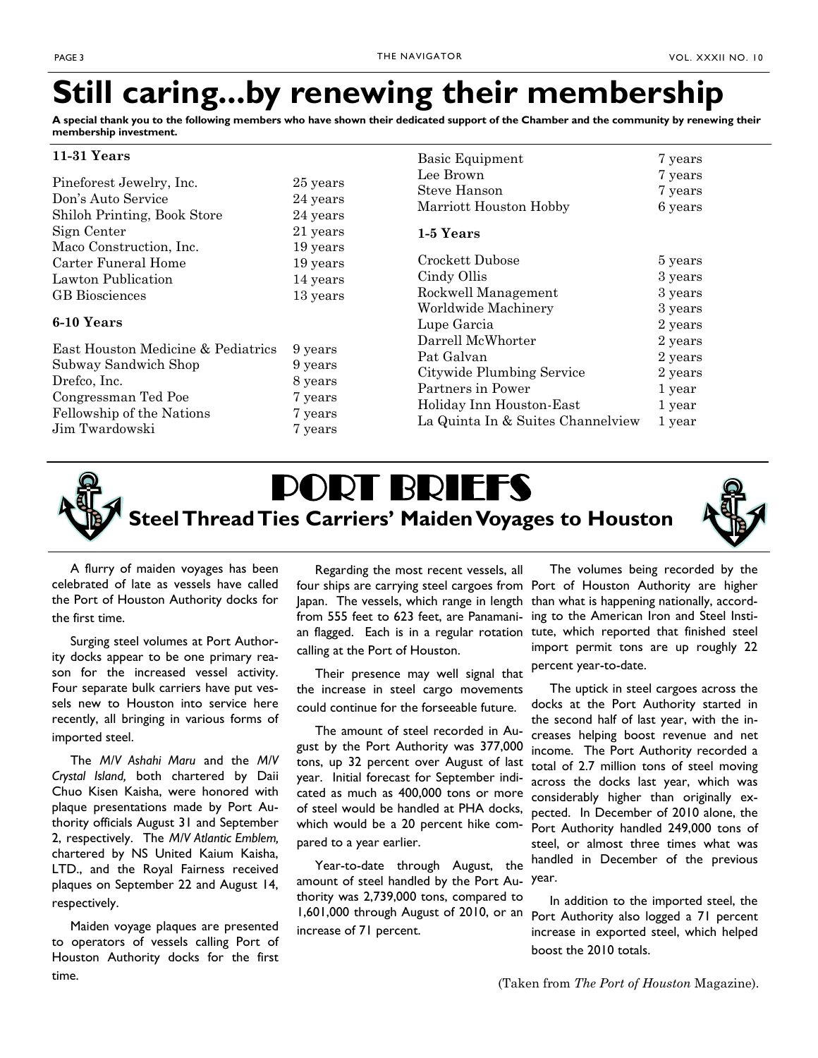# Still caring...by renewing their membership

**A special thank you to the following members who have shown their dedicated support of the Chamber and the community by renewing their membership investment.**

### 11-31 Years

| | |
|---|---|
| Pineforest Jewelry, Inc. | 25 years |
| Don's Auto Service | 24 years |
| Shiloh Printing, Book Store | 24 years |
| Sign Center | 21 years |
| Maco Construction, Inc. | 19 years |
| Carter Funeral Home | 19 years |
| Lawton Publication | 14 years |
| GB Biosciences | 13 years |

### 6-10 Years

| | |
|---|---|
| East Houston Medicine & Pediatrics | 9 years |
| Subway Sandwich Shop | 9 years |
| Drefco, Inc. | 8 years |
| Congressman Ted Poe | 7 years |
| Fellowship of the Nations | 7 years |
| Jim Twardowski | 7 years |
| Basic Equipment | 7 years |
| Lee Brown | 7 years |
| Steve Hanson | 7 years |
| Marriott Houston Hobby | 6 years |

### 1-5 Years

| | |
|---|---|
| Crockett Dubose | 5 years |
| Cindy Ollis | 3 years |
| Rockwell Management | 3 years |
| Worldwide Machinery | 3 years |
| Lupe Garcia | 2 years |
| Darrell McWhorter | 2 years |
| Pat Galvan | 2 years |
| Citywide Plumbing Service | 2 years |
| Partners in Power | 1 year |
| Holiday Inn Houston-East | 1 year |
| La Quinta In & Suites Channelview | 1 year |

# PORT BRIEFS

## Steel Thread Ties Carriers' Maiden Voyages to Houston

A flurry of maiden voyages has been celebrated of late as vessels have called the Port of Houston Authority docks for the first time.

Surging steel volumes at Port Authority docks appear to be one primary reason for the increased vessel activity. Four separate bulk carriers have put vessels new to Houston into service here recently, all bringing in various forms of imported steel.

The *M/V Ashahi Maru* and the *M/V Crystal Island,* both chartered by Daii Chuo Kisen Kaisha, were honored with plaque presentations made by Port Authority officials August 31 and September 2, respectively. The *M/V Atlantic Emblem,* chartered by NS United Kaium Kaisha, LTD., and the Royal Fairness received plaques on September 22 and August 14, respectively.

Maiden voyage plaques are presented to operators of vessels calling Port of Houston Authority docks for the first time.

Regarding the most recent vessels, all four ships are carrying steel cargoes from Japan. The vessels, which range in length from 555 feet to 623 feet, are Panamanian flagged. Each is in a regular rotation calling at the Port of Houston.

Their presence may well signal that the increase in steel cargo movements could continue for the forseeable future.

The amount of steel recorded in August by the Port Authority was 377,000 tons, up 32 percent over August of last year. Initial forecast for September indicated as much as 400,000 tons or more of steel would be handled at PHA docks, which would be a 20 percent hike compared to a year earlier.

Year-to-date through August, the amount of steel handled by the Port Authority was 2,739,000 tons, compared to 1,601,000 through August of 2010, or an increase of 71 percent.

The volumes being recorded by the Port of Houston Authority are higher than what is happening nationally, according to the American Iron and Steel Institute, which reported that finished steel import permit tons are up roughly 22 percent year-to-date.

The uptick in steel cargoes across the docks at the Port Authority started in the second half of last year, with the increases helping boost revenue and net income. The Port Authority recorded a total of 2.7 million tons of steel moving across the docks last year, which was considerably higher than originally expected. In December of 2010 alone, the Port Authority handled 249,000 tons of steel, or almost three times what was handled in December of the previous year.

In addition to the imported steel, the Port Authority also logged a 71 percent increase in exported steel, which helped boost the 2010 totals.

(Taken from *The Port of Houston* Magazine).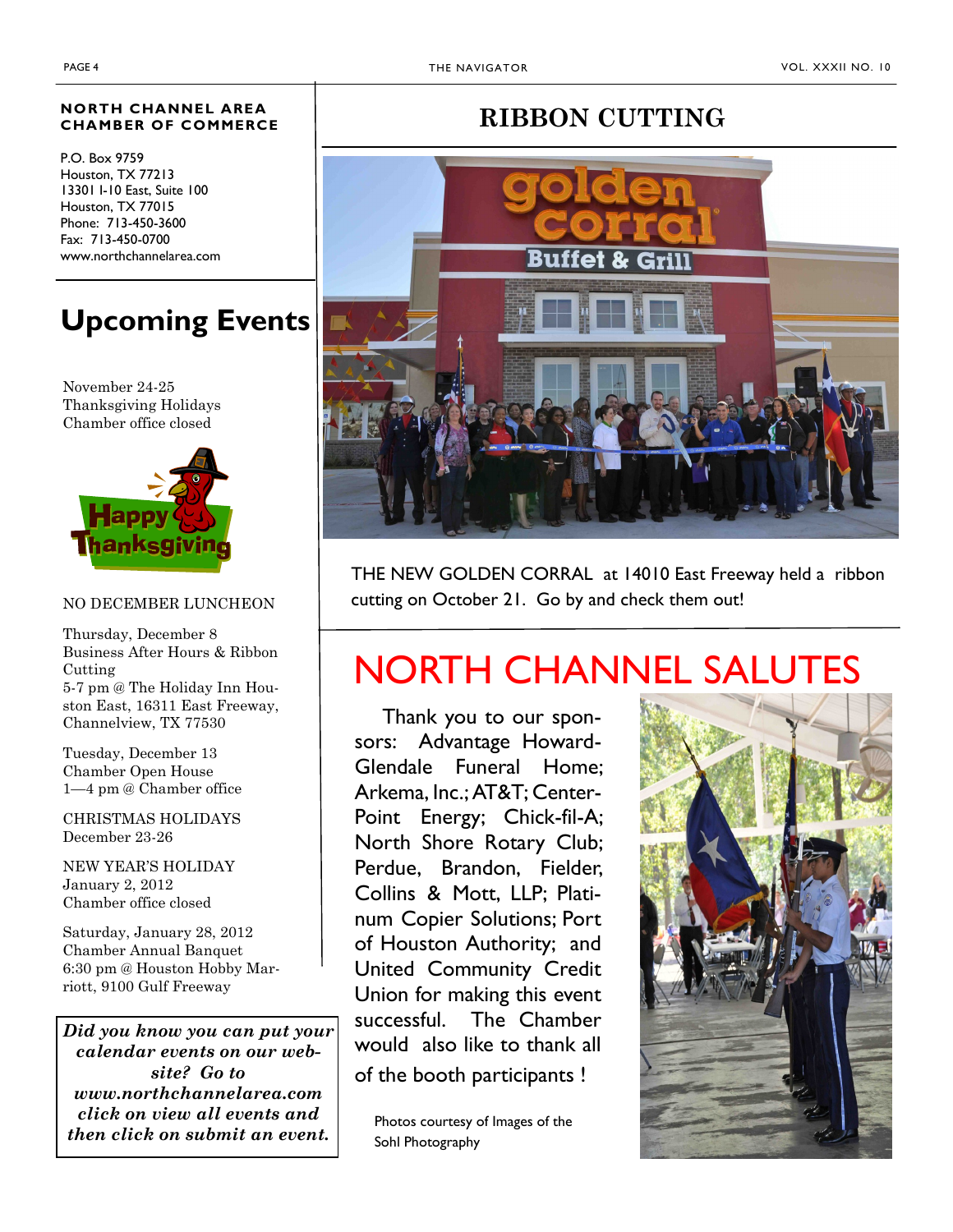**NORTH CHANNEL AREA CHAMBER OF COMMERCE**

P.O. Box 9759
Houston, TX 77213
13301 I-10 East, Suite 100
Houston, TX 77015
Phone: 713-450-3600
Fax: 713-450-0700
www.northchannelarea.com

# Upcoming Events

November 24-25
Thanksgiving Holidays
Chamber office closed

NO DECEMBER LUNCHEON

Thursday, December 8
Business After Hours & Ribbon Cutting
5-7 pm @ The Holiday Inn Houston East, 16311 East Freeway, Channelview, TX 77530

Tuesday, December 13
Chamber Open House
1—4 pm @ Chamber office

CHRISTMAS HOLIDAYS
December 23-26

NEW YEAR'S HOLIDAY
January 2, 2012
Chamber office closed

Saturday, January 28, 2012
Chamber Annual Banquet
6:30 pm @ Houston Hobby Marriott, 9100 Gulf Freeway

***Did you know you can put your calendar events on our website? Go to www.northchannelarea.com click on view all events and then click on submit an event.***

## RIBBON CUTTING

THE NEW GOLDEN CORRAL at 14010 East Freeway held a ribbon cutting on October 21. Go by and check them out!

# NORTH CHANNEL SALUTES

Thank you to our sponsors: Advantage Howard-Glendale Funeral Home; Arkema, Inc.; AT&T; CenterPoint Energy; Chick-fil-A; North Shore Rotary Club; Perdue, Brandon, Fielder, Collins & Mott, LLP; Platinum Copier Solutions; Port of Houston Authority; and United Community Credit Union for making this event successful. The Chamber would also like to thank all of the booth participants !

Photos courtesy of Images of the Sohl Photography